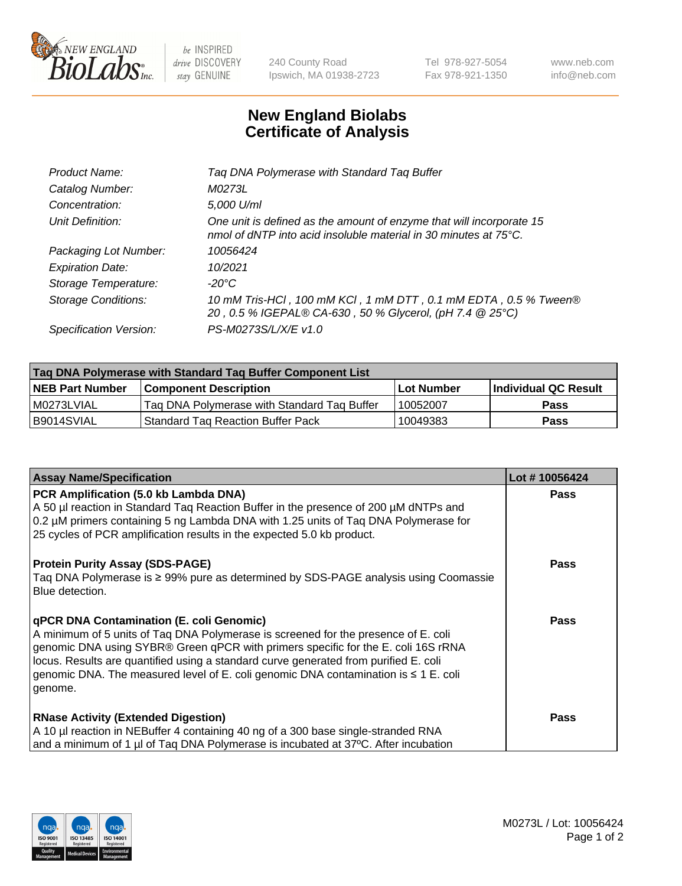# New England Biolabs
# Certificate of Analysis

| | |
|---|---|
| *Product Name:* | *Taq DNA Polymerase with Standard Taq Buffer* |
| *Catalog Number:* | *M0273L* |
| *Concentration:* | *5,000 U/ml* |
| *Unit Definition:* | *One unit is defined as the amount of enzyme that will incorporate 15 nmol of dNTP into acid insoluble material in 30 minutes at 75°C.* |
| *Packaging Lot Number:* | *10056424* |
| *Expiration Date:* | *10/2021* |
| *Storage Temperature:* | *-20°C* |
| *Storage Conditions:* | *10 mM Tris-HCl , 100 mM KCl , 1 mM DTT , 0.1 mM EDTA , 0.5 % Tween® 20 , 0.5 % IGEPAL® CA-630 , 50 % Glycerol, (pH 7.4 @ 25°C)* |
| *Specification Version:* | *PS-M0273S/L/X/E v1.0* |

| Taq DNA Polymerase with Standard Taq Buffer Component List | | | |
|---|---|---|---|
| **NEB Part Number** | **Component Description** | **Lot Number** | **Individual QC Result** |
| M0273LVIAL | Taq DNA Polymerase with Standard Taq Buffer | 10052007 | **Pass** |
| B9014SVIAL | Standard Taq Reaction Buffer Pack | 10049383 | **Pass** |

| Assay Name/Specification | Lot # 10056424 |
|---|---|
| **PCR Amplification (5.0 kb Lambda DNA)**<br>A 50 µl reaction in Standard Taq Reaction Buffer in the presence of 200 µM dNTPs and 0.2 µM primers containing 5 ng Lambda DNA with 1.25 units of Taq DNA Polymerase for 25 cycles of PCR amplification results in the expected 5.0 kb product. | **Pass** |
| **Protein Purity Assay (SDS-PAGE)**<br>Taq DNA Polymerase is ≥ 99% pure as determined by SDS-PAGE analysis using Coomassie Blue detection. | **Pass** |
| **qPCR DNA Contamination (E. coli Genomic)**<br>A minimum of 5 units of Taq DNA Polymerase is screened for the presence of E. coli genomic DNA using SYBR® Green qPCR with primers specific for the E. coli 16S rRNA locus. Results are quantified using a standard curve generated from purified E. coli genomic DNA. The measured level of E. coli genomic DNA contamination is ≤ 1 E. coli genome. | **Pass** |
| **RNase Activity (Extended Digestion)**<br>A 10 µl reaction in NEBuffer 4 containing 40 ng of a 300 base single-stranded RNA and a minimum of 1 µl of Taq DNA Polymerase is incubated at 37ºC. After incubation | **Pass** |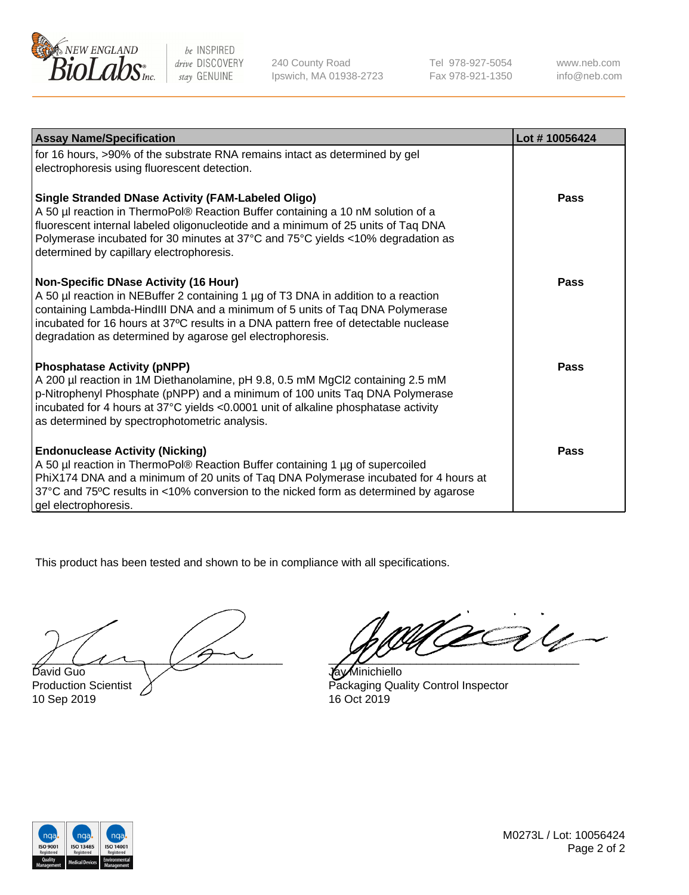| Assay Name/Specification | Lot # 10056424 |
| --- | --- |
| for 16 hours, >90% of the substrate RNA remains intact as determined by gel electrophoresis using fluorescent detection. | |
| **Single Stranded DNase Activity (FAM-Labeled Oligo)** A 50 µl reaction in ThermoPol® Reaction Buffer containing a 10 nM solution of a fluorescent internal labeled oligonucleotide and a minimum of 25 units of Taq DNA Polymerase incubated for 30 minutes at 37°C and 75°C yields <10% degradation as determined by capillary electrophoresis. | **Pass** |
| **Non-Specific DNase Activity (16 Hour)** A 50 µl reaction in NEBuffer 2 containing 1 µg of T3 DNA in addition to a reaction containing Lambda-HindIII DNA and a minimum of 5 units of Taq DNA Polymerase incubated for 16 hours at 37ºC results in a DNA pattern free of detectable nuclease degradation as determined by agarose gel electrophoresis. | **Pass** |
| **Phosphatase Activity (pNPP)** A 200 µl reaction in 1M Diethanolamine, pH 9.8, 0.5 mM $MgCl_2$ containing 2.5 mM p-Nitrophenyl Phosphate (pNPP) and a minimum of 100 units Taq DNA Polymerase incubated for 4 hours at 37°C yields <0.0001 unit of alkaline phosphatase activity as determined by spectrophotometric analysis. | **Pass** |
| **Endonuclease Activity (Nicking)** A 50 µl reaction in ThermoPol® Reaction Buffer containing 1 µg of supercoiled PhiX174 DNA and a minimum of 20 units of Taq DNA Polymerase incubated for 4 hours at 37°C and 75ºC results in <10% conversion to the nicked form as determined by agarose gel electrophoresis. | **Pass** |

This product has been tested and shown to be in compliance with all specifications.

David Guo
Production Scientist
10 Sep 2019

Jay Minichiello
Packaging Quality Control Inspector
16 Oct 2019

M0273L / Lot: 10056424